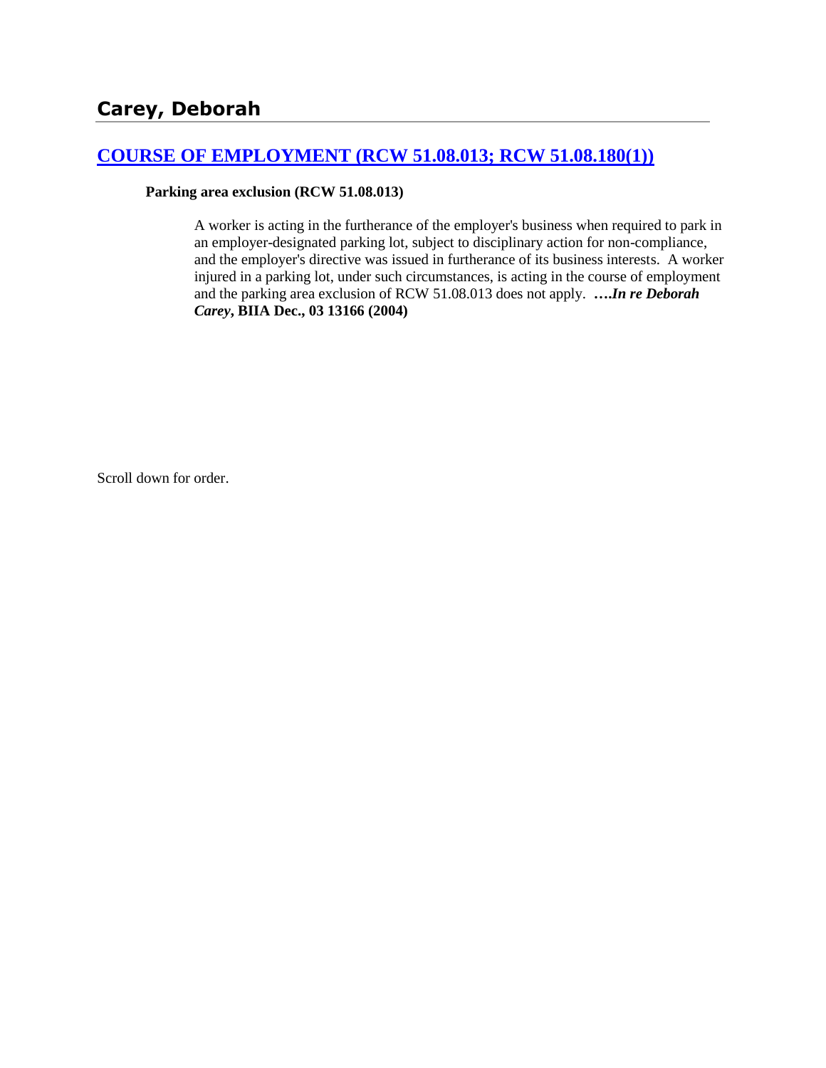## Carey, Deborah

### [COURSE OF EMPLOYMENT (RCW 51.08.013; RCW 51.08.180(1))]()

**Parking area exclusion (RCW 51.08.013)**

> A worker is acting in the furtherance of the employer's business when required to park in an employer-designated parking lot, subject to disciplinary action for non-compliance, and the employer's directive was issued in furtherance of its business interests. A worker injured in a parking lot, under such circumstances, is acting in the course of employment and the parking area exclusion of RCW 51.08.013 does not apply. ***….In re Deborah Carey*, BIIA Dec., 03 13166 (2004)**

Scroll down for order.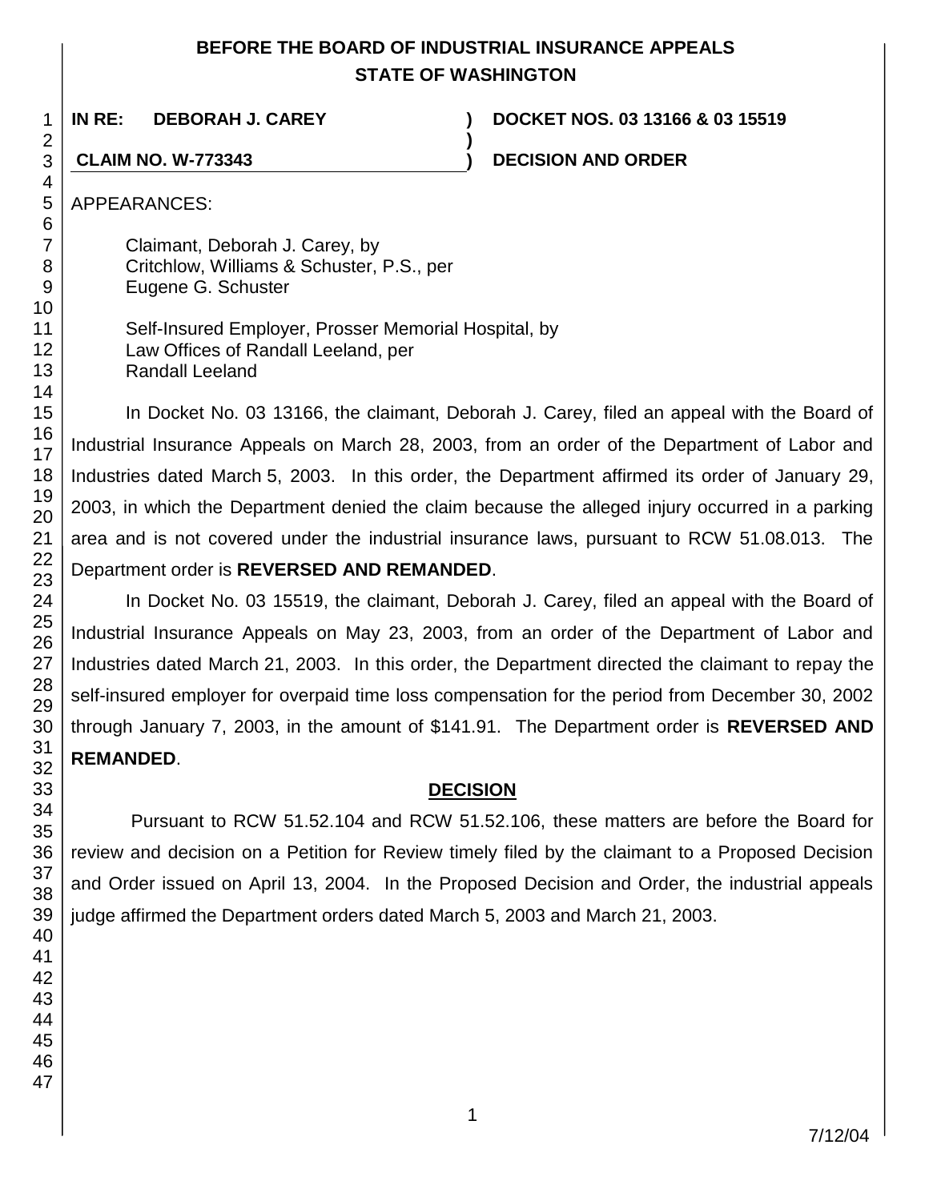# BEFORE THE BOARD OF INDUSTRIAL INSURANCE APPEALS STATE OF WASHINGTON

**IN RE: DEBORAH J. CAREY** ) **DOCKET NOS. 03 13166 & 03 15519**

**CLAIM NO. W-773343** ) **DECISION AND ORDER**

APPEARANCES:

Claimant, Deborah J. Carey, by
Critchlow, Williams & Schuster, P.S., per
Eugene G. Schuster

Self-Insured Employer, Prosser Memorial Hospital, by
Law Offices of Randall Leeland, per
Randall Leeland

In Docket No. 03 13166, the claimant, Deborah J. Carey, filed an appeal with the Board of Industrial Insurance Appeals on March 28, 2003, from an order of the Department of Labor and Industries dated March 5, 2003. In this order, the Department affirmed its order of January 29, 2003, in which the Department denied the claim because the alleged injury occurred in a parking area and is not covered under the industrial insurance laws, pursuant to RCW 51.08.013. The Department order is **REVERSED AND REMANDED**.

In Docket No. 03 15519, the claimant, Deborah J. Carey, filed an appeal with the Board of Industrial Insurance Appeals on May 23, 2003, from an order of the Department of Labor and Industries dated March 21, 2003. In this order, the Department directed the claimant to repay the self-insured employer for overpaid time loss compensation for the period from December 30, 2002 through January 7, 2003, in the amount of $141.91. The Department order is **REVERSED AND REMANDED**.

## DECISION

Pursuant to RCW 51.52.104 and RCW 51.52.106, these matters are before the Board for review and decision on a Petition for Review timely filed by the claimant to a Proposed Decision and Order issued on April 13, 2004. In the Proposed Decision and Order, the industrial appeals judge affirmed the Department orders dated March 5, 2003 and March 21, 2003.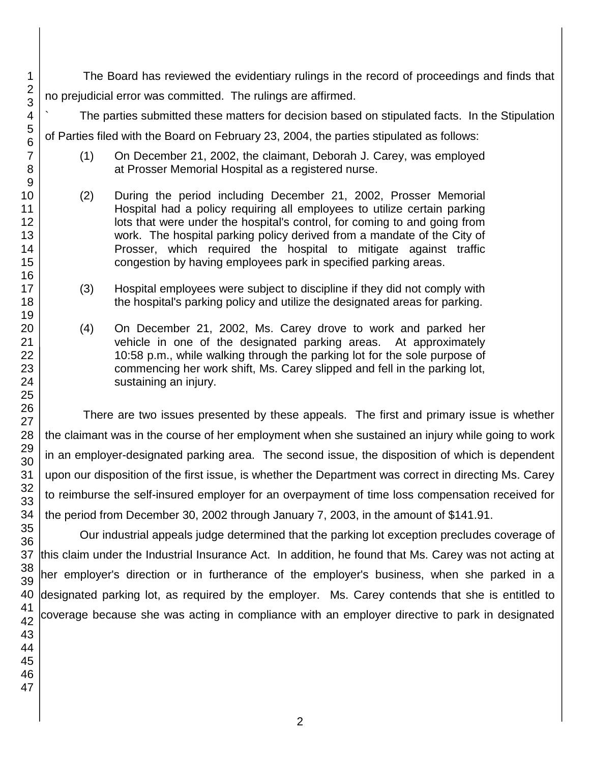The Board has reviewed the evidentiary rulings in the record of proceedings and finds that no prejudicial error was committed. The rulings are affirmed.

` The parties submitted these matters for decision based on stipulated facts. In the Stipulation of Parties filed with the Board on February 23, 2004, the parties stipulated as follows:

> (1) On December 21, 2002, the claimant, Deborah J. Carey, was employed at Prosser Memorial Hospital as a registered nurse.
>
> (2) During the period including December 21, 2002, Prosser Memorial Hospital had a policy requiring all employees to utilize certain parking lots that were under the hospital's control, for coming to and going from work. The hospital parking policy derived from a mandate of the City of Prosser, which required the hospital to mitigate against traffic congestion by having employees park in specified parking areas.
>
> (3) Hospital employees were subject to discipline if they did not comply with the hospital's parking policy and utilize the designated areas for parking.
>
> (4) On December 21, 2002, Ms. Carey drove to work and parked her vehicle in one of the designated parking areas. At approximately 10:58 p.m., while walking through the parking lot for the sole purpose of commencing her work shift, Ms. Carey slipped and fell in the parking lot, sustaining an injury.

There are two issues presented by these appeals. The first and primary issue is whether the claimant was in the course of her employment when she sustained an injury while going to work in an employer-designated parking area. The second issue, the disposition of which is dependent upon our disposition of the first issue, is whether the Department was correct in directing Ms. Carey to reimburse the self-insured employer for an overpayment of time loss compensation received for the period from December 30, 2002 through January 7, 2003, in the amount of $141.91.

Our industrial appeals judge determined that the parking lot exception precludes coverage of this claim under the Industrial Insurance Act. In addition, he found that Ms. Carey was not acting at her employer's direction or in furtherance of the employer's business, when she parked in a designated parking lot, as required by the employer. Ms. Carey contends that she is entitled to coverage because she was acting in compliance with an employer directive to park in designated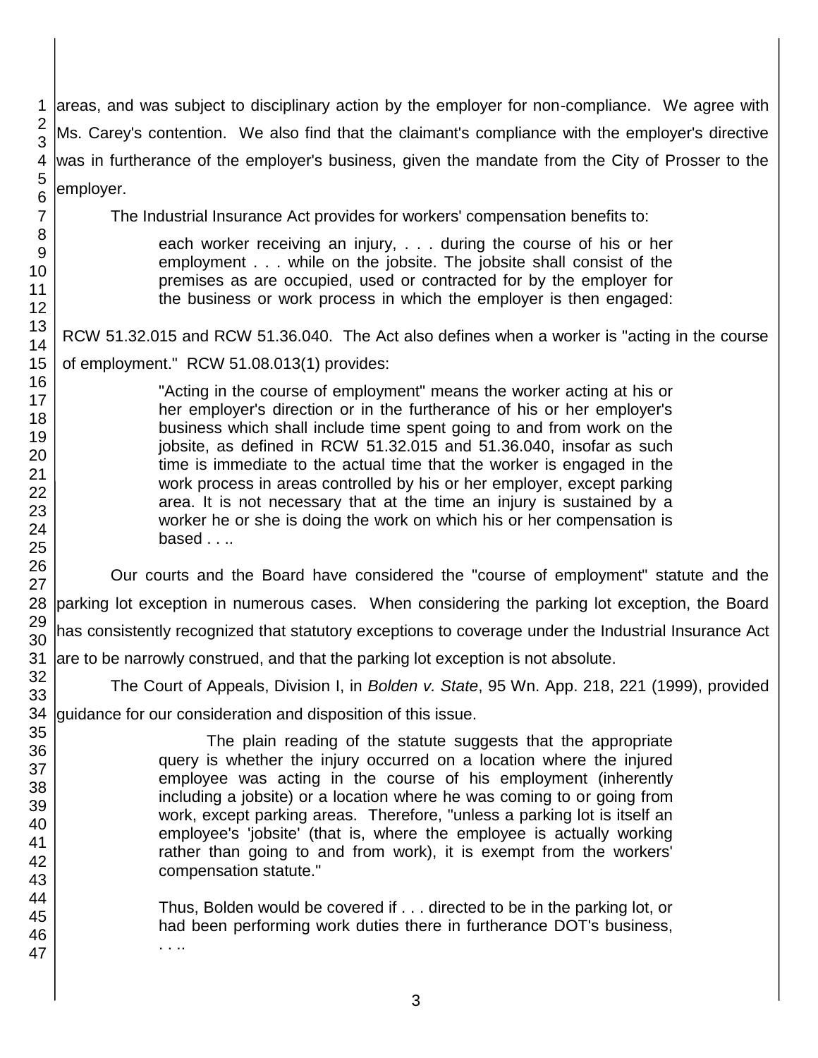areas, and was subject to disciplinary action by the employer for non-compliance. We agree with Ms. Carey's contention. We also find that the claimant's compliance with the employer's directive was in furtherance of the employer's business, given the mandate from the City of Prosser to the employer.

The Industrial Insurance Act provides for workers' compensation benefits to:

> each worker receiving an injury, . . . during the course of his or her employment . . . while on the jobsite. The jobsite shall consist of the premises as are occupied, used or contracted for by the employer for the business or work process in which the employer is then engaged:

RCW 51.32.015 and RCW 51.36.040. The Act also defines when a worker is "acting in the course of employment." RCW 51.08.013(1) provides:

> "Acting in the course of employment" means the worker acting at his or her employer's direction or in the furtherance of his or her employer's business which shall include time spent going to and from work on the jobsite, as defined in RCW 51.32.015 and 51.36.040, insofar as such time is immediate to the actual time that the worker is engaged in the work process in areas controlled by his or her employer, except parking area. It is not necessary that at the time an injury is sustained by a worker he or she is doing the work on which his or her compensation is based . . ..

Our courts and the Board have considered the "course of employment" statute and the parking lot exception in numerous cases. When considering the parking lot exception, the Board has consistently recognized that statutory exceptions to coverage under the Industrial Insurance Act are to be narrowly construed, and that the parking lot exception is not absolute.

The Court of Appeals, Division I, in *Bolden v. State*, 95 Wn. App. 218, 221 (1999), provided guidance for our consideration and disposition of this issue.

> The plain reading of the statute suggests that the appropriate query is whether the injury occurred on a location where the injured employee was acting in the course of his employment (inherently including a jobsite) or a location where he was coming to or going from work, except parking areas. Therefore, "unless a parking lot is itself an employee's 'jobsite' (that is, where the employee is actually working rather than going to and from work), it is exempt from the workers' compensation statute."
>
> Thus, Bolden would be covered if . . . directed to be in the parking lot, or had been performing work duties there in furtherance DOT's business, . . ..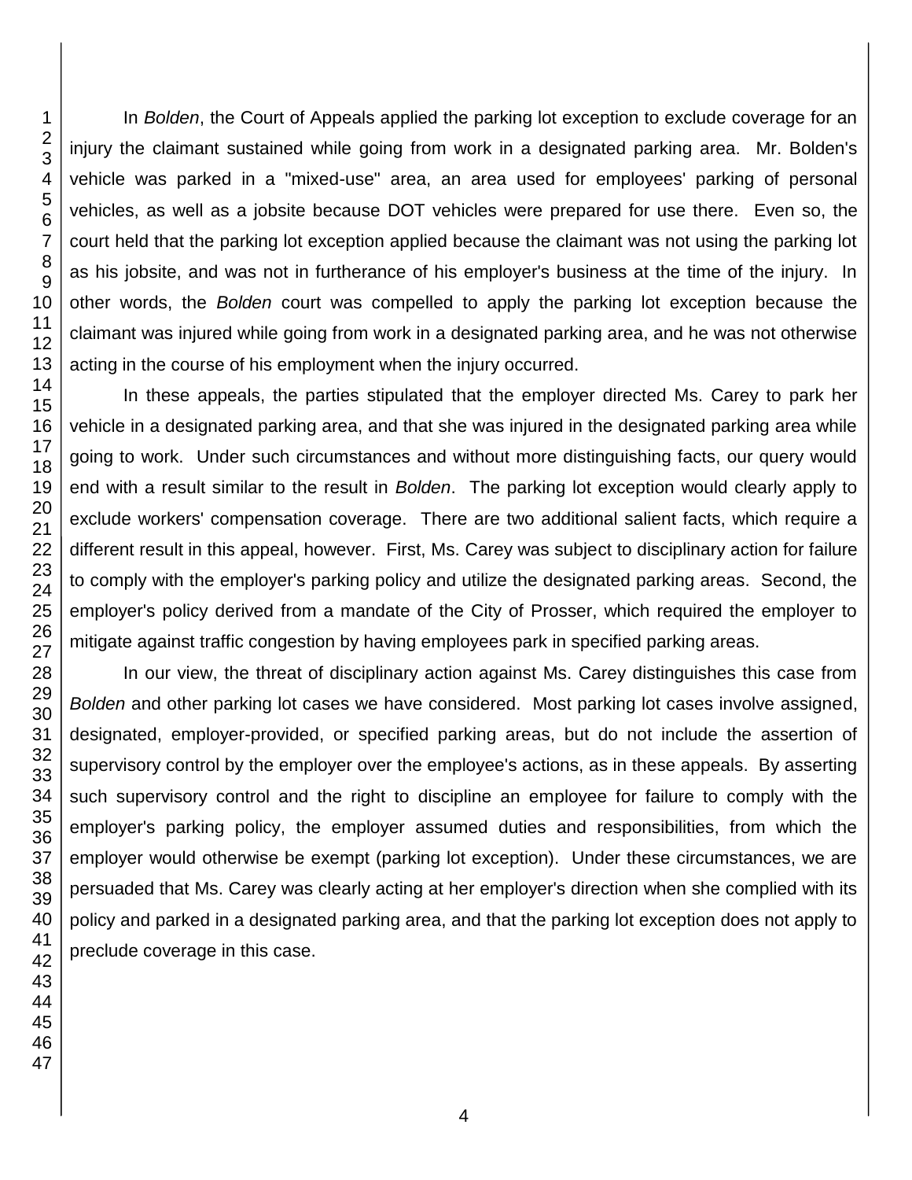In *Bolden*, the Court of Appeals applied the parking lot exception to exclude coverage for an injury the claimant sustained while going from work in a designated parking area. Mr. Bolden's vehicle was parked in a "mixed-use" area, an area used for employees' parking of personal vehicles, as well as a jobsite because DOT vehicles were prepared for use there. Even so, the court held that the parking lot exception applied because the claimant was not using the parking lot as his jobsite, and was not in furtherance of his employer's business at the time of the injury. In other words, the *Bolden* court was compelled to apply the parking lot exception because the claimant was injured while going from work in a designated parking area, and he was not otherwise acting in the course of his employment when the injury occurred.

In these appeals, the parties stipulated that the employer directed Ms. Carey to park her vehicle in a designated parking area, and that she was injured in the designated parking area while going to work. Under such circumstances and without more distinguishing facts, our query would end with a result similar to the result in *Bolden*. The parking lot exception would clearly apply to exclude workers' compensation coverage. There are two additional salient facts, which require a different result in this appeal, however. First, Ms. Carey was subject to disciplinary action for failure to comply with the employer's parking policy and utilize the designated parking areas. Second, the employer's policy derived from a mandate of the City of Prosser, which required the employer to mitigate against traffic congestion by having employees park in specified parking areas.

In our view, the threat of disciplinary action against Ms. Carey distinguishes this case from *Bolden* and other parking lot cases we have considered. Most parking lot cases involve assigned, designated, employer-provided, or specified parking areas, but do not include the assertion of supervisory control by the employer over the employee's actions, as in these appeals. By asserting such supervisory control and the right to discipline an employee for failure to comply with the employer's parking policy, the employer assumed duties and responsibilities, from which the employer would otherwise be exempt (parking lot exception). Under these circumstances, we are persuaded that Ms. Carey was clearly acting at her employer's direction when she complied with its policy and parked in a designated parking area, and that the parking lot exception does not apply to preclude coverage in this case.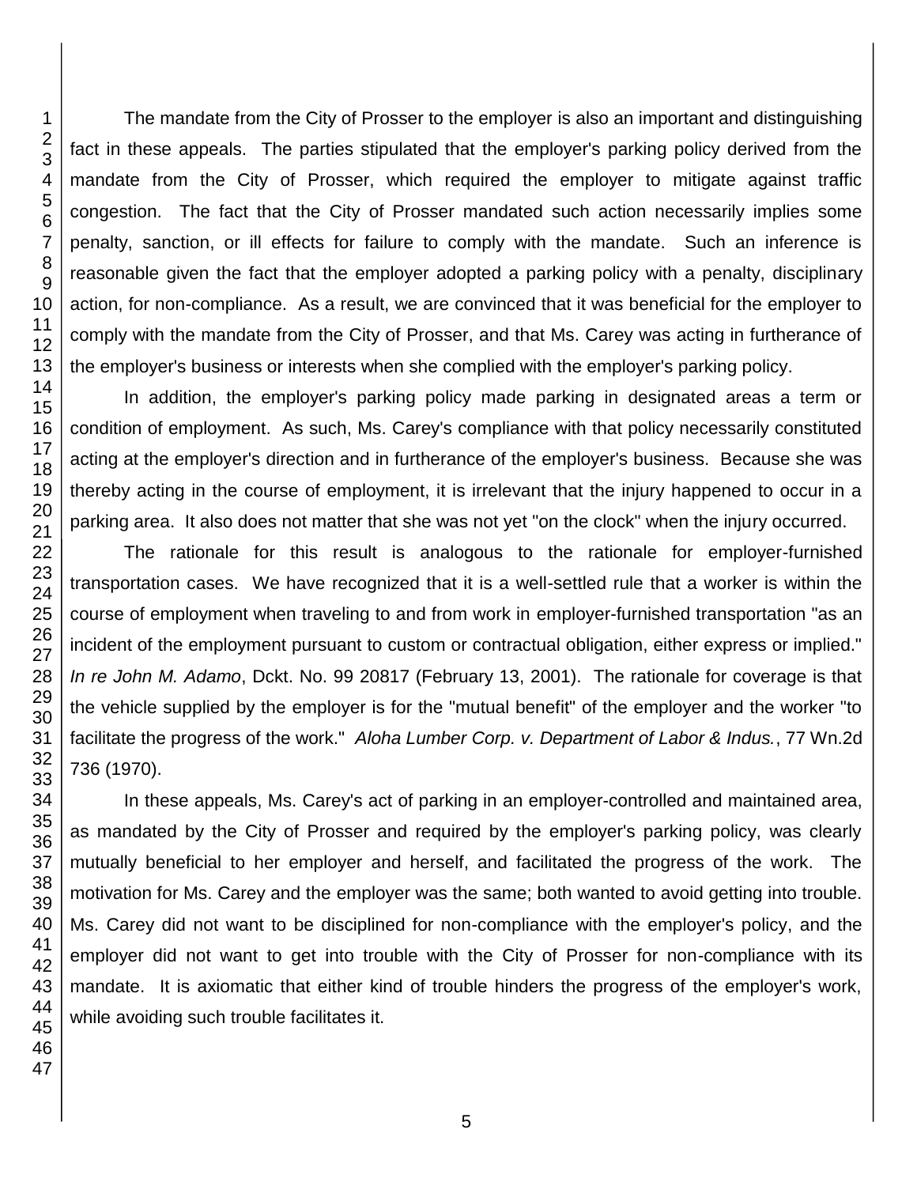The mandate from the City of Prosser to the employer is also an important and distinguishing fact in these appeals. The parties stipulated that the employer's parking policy derived from the mandate from the City of Prosser, which required the employer to mitigate against traffic congestion. The fact that the City of Prosser mandated such action necessarily implies some penalty, sanction, or ill effects for failure to comply with the mandate. Such an inference is reasonable given the fact that the employer adopted a parking policy with a penalty, disciplinary action, for non-compliance. As a result, we are convinced that it was beneficial for the employer to comply with the mandate from the City of Prosser, and that Ms. Carey was acting in furtherance of the employer's business or interests when she complied with the employer's parking policy.

In addition, the employer's parking policy made parking in designated areas a term or condition of employment. As such, Ms. Carey's compliance with that policy necessarily constituted acting at the employer's direction and in furtherance of the employer's business. Because she was thereby acting in the course of employment, it is irrelevant that the injury happened to occur in a parking area. It also does not matter that she was not yet "on the clock" when the injury occurred.

The rationale for this result is analogous to the rationale for employer-furnished transportation cases. We have recognized that it is a well-settled rule that a worker is within the course of employment when traveling to and from work in employer-furnished transportation "as an incident of the employment pursuant to custom or contractual obligation, either express or implied." *In re John M. Adamo*, Dckt. No. 99 20817 (February 13, 2001). The rationale for coverage is that the vehicle supplied by the employer is for the "mutual benefit" of the employer and the worker "to facilitate the progress of the work." *Aloha Lumber Corp. v. Department of Labor & Indus.*, 77 Wn.2d 736 (1970).

In these appeals, Ms. Carey's act of parking in an employer-controlled and maintained area, as mandated by the City of Prosser and required by the employer's parking policy, was clearly mutually beneficial to her employer and herself, and facilitated the progress of the work. The motivation for Ms. Carey and the employer was the same; both wanted to avoid getting into trouble. Ms. Carey did not want to be disciplined for non-compliance with the employer's policy, and the employer did not want to get into trouble with the City of Prosser for non-compliance with its mandate. It is axiomatic that either kind of trouble hinders the progress of the employer's work, while avoiding such trouble facilitates it.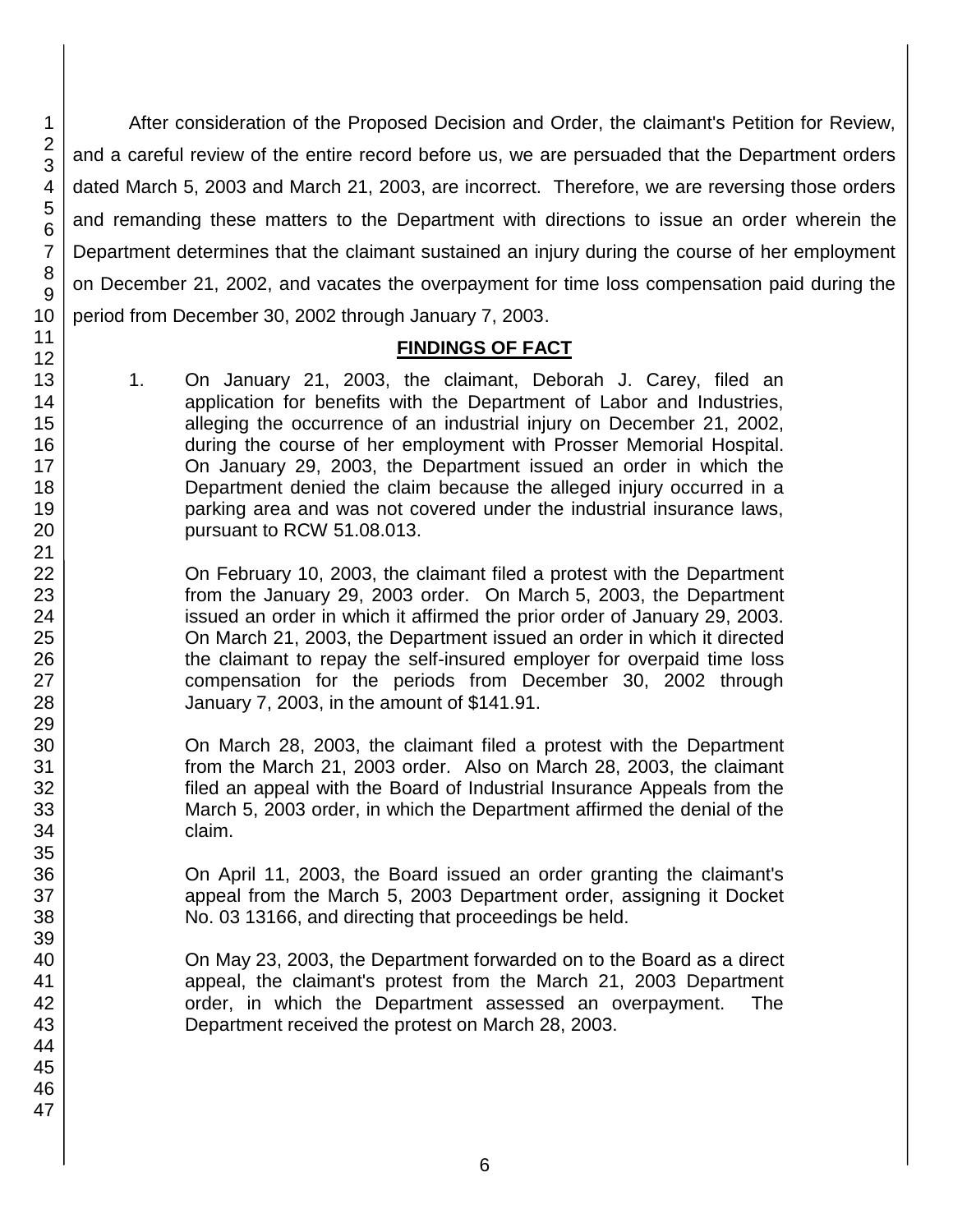After consideration of the Proposed Decision and Order, the claimant's Petition for Review, and a careful review of the entire record before us, we are persuaded that the Department orders dated March 5, 2003 and March 21, 2003, are incorrect. Therefore, we are reversing those orders and remanding these matters to the Department with directions to issue an order wherein the Department determines that the claimant sustained an injury during the course of her employment on December 21, 2002, and vacates the overpayment for time loss compensation paid during the period from December 30, 2002 through January 7, 2003.

## FINDINGS OF FACT

1. On January 21, 2003, the claimant, Deborah J. Carey, filed an application for benefits with the Department of Labor and Industries, alleging the occurrence of an industrial injury on December 21, 2002, during the course of her employment with Prosser Memorial Hospital. On January 29, 2003, the Department issued an order in which the Department denied the claim because the alleged injury occurred in a parking area and was not covered under the industrial insurance laws, pursuant to RCW 51.08.013.

   On February 10, 2003, the claimant filed a protest with the Department from the January 29, 2003 order. On March 5, 2003, the Department issued an order in which it affirmed the prior order of January 29, 2003. On March 21, 2003, the Department issued an order in which it directed the claimant to repay the self-insured employer for overpaid time loss compensation for the periods from December 30, 2002 through January 7, 2003, in the amount of $141.91.

   On March 28, 2003, the claimant filed a protest with the Department from the March 21, 2003 order. Also on March 28, 2003, the claimant filed an appeal with the Board of Industrial Insurance Appeals from the March 5, 2003 order, in which the Department affirmed the denial of the claim.

   On April 11, 2003, the Board issued an order granting the claimant's appeal from the March 5, 2003 Department order, assigning it Docket No. 03 13166, and directing that proceedings be held.

   On May 23, 2003, the Department forwarded on to the Board as a direct appeal, the claimant's protest from the March 21, 2003 Department order, in which the Department assessed an overpayment. The Department received the protest on March 28, 2003.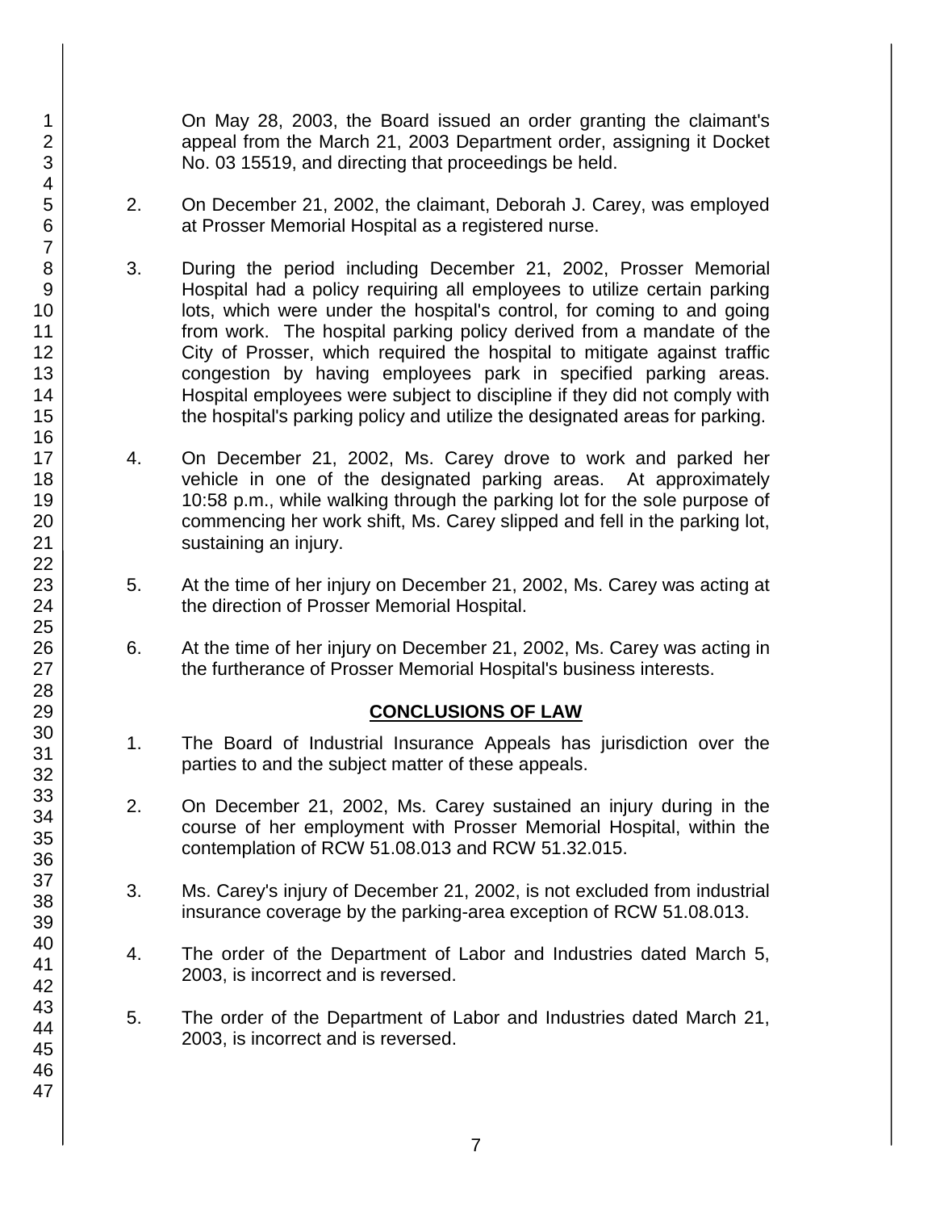On May 28, 2003, the Board issued an order granting the claimant's appeal from the March 21, 2003 Department order, assigning it Docket No. 03 15519, and directing that proceedings be held.

2. On December 21, 2002, the claimant, Deborah J. Carey, was employed at Prosser Memorial Hospital as a registered nurse.

3. During the period including December 21, 2002, Prosser Memorial Hospital had a policy requiring all employees to utilize certain parking lots, which were under the hospital's control, for coming to and going from work. The hospital parking policy derived from a mandate of the City of Prosser, which required the hospital to mitigate against traffic congestion by having employees park in specified parking areas. Hospital employees were subject to discipline if they did not comply with the hospital's parking policy and utilize the designated areas for parking.

4. On December 21, 2002, Ms. Carey drove to work and parked her vehicle in one of the designated parking areas. At approximately 10:58 p.m., while walking through the parking lot for the sole purpose of commencing her work shift, Ms. Carey slipped and fell in the parking lot, sustaining an injury.

5. At the time of her injury on December 21, 2002, Ms. Carey was acting at the direction of Prosser Memorial Hospital.

6. At the time of her injury on December 21, 2002, Ms. Carey was acting in the furtherance of Prosser Memorial Hospital's business interests.

## CONCLUSIONS OF LAW

1. The Board of Industrial Insurance Appeals has jurisdiction over the parties to and the subject matter of these appeals.

2. On December 21, 2002, Ms. Carey sustained an injury during in the course of her employment with Prosser Memorial Hospital, within the contemplation of RCW 51.08.013 and RCW 51.32.015.

3. Ms. Carey's injury of December 21, 2002, is not excluded from industrial insurance coverage by the parking-area exception of RCW 51.08.013.

4. The order of the Department of Labor and Industries dated March 5, 2003, is incorrect and is reversed.

5. The order of the Department of Labor and Industries dated March 21, 2003, is incorrect and is reversed.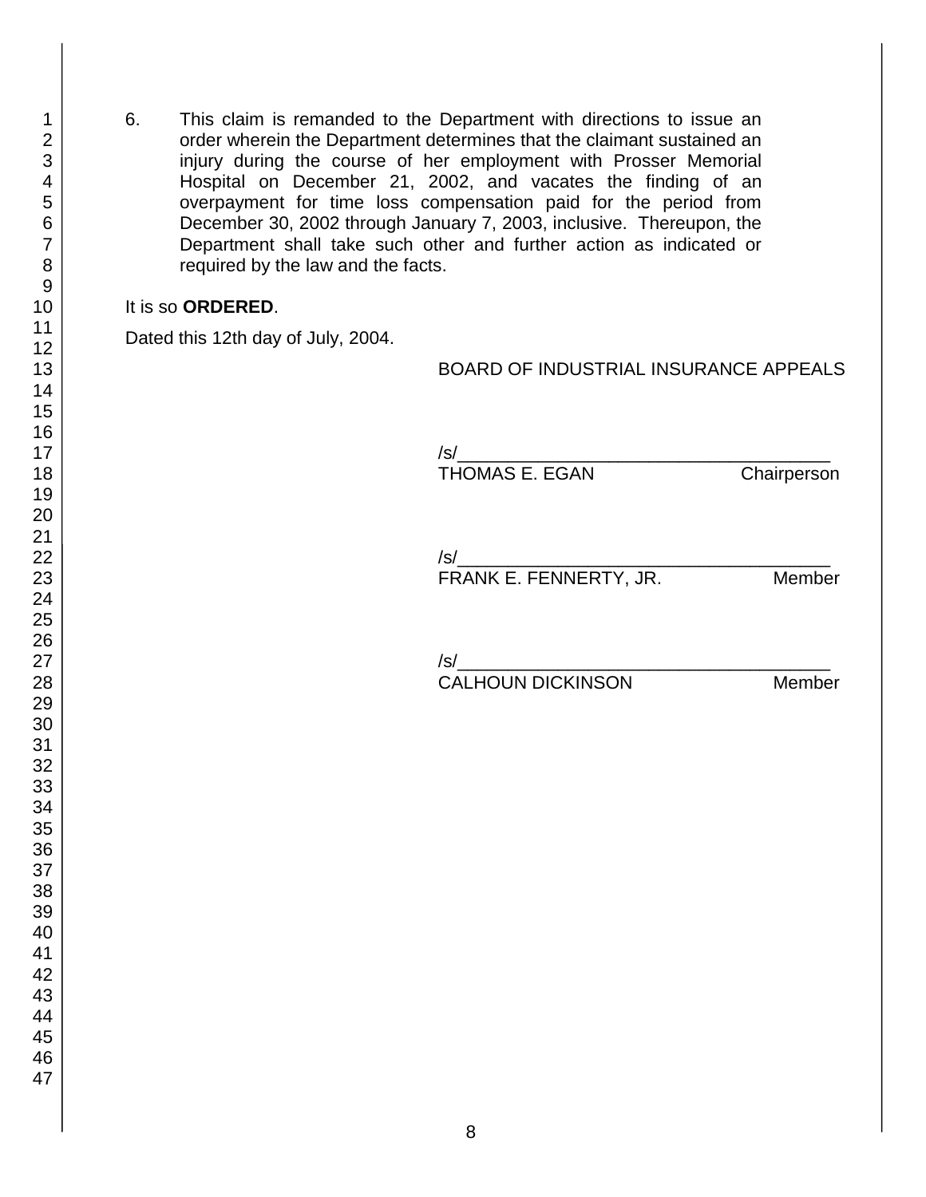6. This claim is remanded to the Department with directions to issue an order wherein the Department determines that the claimant sustained an injury during the course of her employment with Prosser Memorial Hospital on December 21, 2002, and vacates the finding of an overpayment for time loss compensation paid for the period from December 30, 2002 through January 7, 2003, inclusive. Thereupon, the Department shall take such other and further action as indicated or required by the law and the facts.

It is so **ORDERED**.

Dated this 12th day of July, 2004.

BOARD OF INDUSTRIAL INSURANCE APPEALS

/s/_____________________________________
THOMAS E. EGAN Chairperson

/s/_____________________________________
FRANK E. FENNERTY, JR. Member

/s/_____________________________________
CALHOUN DICKINSON Member